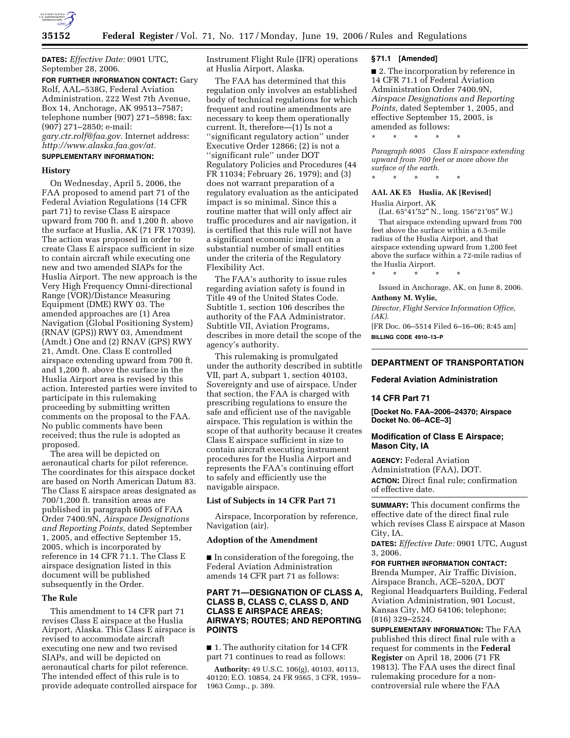**DATES:** *Effective Date:* 0901 UTC, September 28, 2006.

**FOR FURTHER INFORMATION CONTACT:** Gary Rolf, AAL–538G, Federal Aviation Administration, 222 West 7th Avenue, Box 14, Anchorage, AK 99513–7587; telephone number (907) 271–5898; fax: (907) 271–2850; e-mail: *gary.ctr.rolf@faa.gov.* Internet address: *http://www.alaska.faa.gov/at.*

**SUPPLEMENTARY INFORMATION:**

### History

On Wednesday, April 5, 2006, the FAA proposed to amend part 71 of the Federal Aviation Regulations (14 CFR part 71) to revise Class E airspace upward from 700 ft. and 1,200 ft. above the surface at Huslia, AK (71 FR 17039). The action was proposed in order to create Class E airspace sufficient in size to contain aircraft while executing one new and two amended SIAPs for the Huslia Airport. The new approach is the Very High Frequency Omni-directional Range (VOR)/Distance Measuring Equipment (DME) RWY 03. The amended approaches are (1) Area Navigation (Global Positioning System) (RNAV (GPS)) RWY 03, Amendment (Amdt.) One and (2) RNAV (GPS) RWY 21, Amdt. One. Class E controlled airspace extending upward from 700 ft. and 1,200 ft. above the surface in the Huslia Airport area is revised by this action. Interested parties were invited to participate in this rulemaking proceeding by submitting written comments on the proposal to the FAA. No public comments have been received; thus the rule is adopted as proposed.

The area will be depicted on aeronautical charts for pilot reference. The coordinates for this airspace docket are based on North American Datum 83. The Class E airspace areas designated as 700/1,200 ft. transition areas are published in paragraph 6005 of FAA Order 7400.9N, *Airspace Designations and Reporting Points,* dated September 1, 2005, and effective September 15, 2005, which is incorporated by reference in 14 CFR 71.1. The Class E airspace designation listed in this document will be published subsequently in the Order.

### The Rule

This amendment to 14 CFR part 71 revises Class E airspace at the Huslia Airport, Alaska. This Class E airspace is revised to accommodate aircraft executing one new and two revised SIAPs, and will be depicted on aeronautical charts for pilot reference. The intended effect of this rule is to provide adequate controlled airspace for Instrument Flight Rule (IFR) operations at Huslia Airport, Alaska.

The FAA has determined that this regulation only involves an established body of technical regulations for which frequent and routine amendments are necessary to keep them operationally current. It, therefore—(1) Is not a ''significant regulatory action'' under Executive Order 12866; (2) is not a ''significant rule'' under DOT Regulatory Policies and Procedures (44 FR 11034; February 26, 1979); and (3) does not warrant preparation of a regulatory evaluation as the anticipated impact is so minimal. Since this a routine matter that will only affect air traffic procedures and air navigation, it is certified that this rule will not have a significant economic impact on a substantial number of small entities under the criteria of the Regulatory Flexibility Act.

The FAA's authority to issue rules regarding aviation safety is found in Title 49 of the United States Code. Subtitle 1, section 106 describes the authority of the FAA Administrator. Subtitle VII, Aviation Programs, describes in more detail the scope of the agency's authority.

This rulemaking is promulgated under the authority described in subtitle VII, part A, subpart 1, section 40103, Sovereignty and use of airspace. Under that section, the FAA is charged with prescribing regulations to ensure the safe and efficient use of the navigable airspace. This regulation is within the scope of that authority because it creates Class E airspace sufficient in size to contain aircraft executing instrument procedures for the Huslia Airport and represents the FAA's continuing effort to safely and efficiently use the navigable airspace.

### List of Subjects in 14 CFR Part 71

Airspace, Incorporation by reference, Navigation (air).

### Adoption of the Amendment

■ In consideration of the foregoing, the Federal Aviation Administration amends 14 CFR part 71 as follows:

### PART 71—DESIGNATION OF CLASS A, CLASS B, CLASS C, CLASS D, AND CLASS E AIRSPACE AREAS; AIRWAYS; ROUTES; AND REPORTING POINTS

■ 1. The authority citation for 14 CFR part 71 continues to read as follows:

**Authority:** 49 U.S.C. 106(g), 40103, 40113, 40120; E.O. 10854, 24 FR 9565, 3 CFR, 1959–1963 Comp., p. 389.

### § 71.1 [Amended]

■ 2. The incorporation by reference in 14 CFR 71.1 of Federal Aviation Administration Order 7400.9N, *Airspace Designations and Reporting Points,* dated September 1, 2005, and effective September 15, 2005, is amended as follows:

\* \* \* \* \*

*Paragraph 6005 Class E airspace extending upward from 700 feet or more above the surface of the earth.*

\* \* \* \* \*

**AAL AK E5 Huslia, AK [Revised]**

Huslia Airport, AK

(Lat. 65°41′52″ N., long. 156°21′05″ W.)

That airspace extending upward from 700 feet above the surface within a 6.5-mile radius of the Huslia Airport, and that airspace extending upward from 1,200 feet above the surface within a 72-mile radius of the Huslia Airport.

\* \* \* \* \*

Issued in Anchorage, AK, on June 8, 2006.

**Anthony M. Wylie,**

*Director, Flight Service Information Office, (AK).*

[FR Doc. 06–5514 Filed 6–16–06; 8:45 am]

**BILLING CODE 4910–13–P**

---

## DEPARTMENT OF TRANSPORTATION

## Federal Aviation Administration

## 14 CFR Part 71

**[Docket No. FAA–2006–24370; Airspace Docket No. 06–ACE–3]**

## Modification of Class E Airspace; Mason City, IA

**AGENCY:** Federal Aviation Administration (FAA), DOT.

**ACTION:** Direct final rule; confirmation of effective date.

**SUMMARY:** This document confirms the effective date of the direct final rule which revises Class E airspace at Mason City, IA.

**DATES:** *Effective Date:* 0901 UTC, August 3, 2006.

**FOR FURTHER INFORMATION CONTACT:** Brenda Mumper, Air Traffic Division, Airspace Branch, ACE–520A, DOT Regional Headquarters Building, Federal Aviation Administration, 901 Locust, Kansas City, MO 64106; telephone; (816) 329–2524.

**SUPPLEMENTARY INFORMATION:** The FAA published this direct final rule with a request for comments in the **Federal Register** on April 18, 2006 (71 FR 19813). The FAA uses the direct final rulemaking procedure for a non-controversial rule where the FAA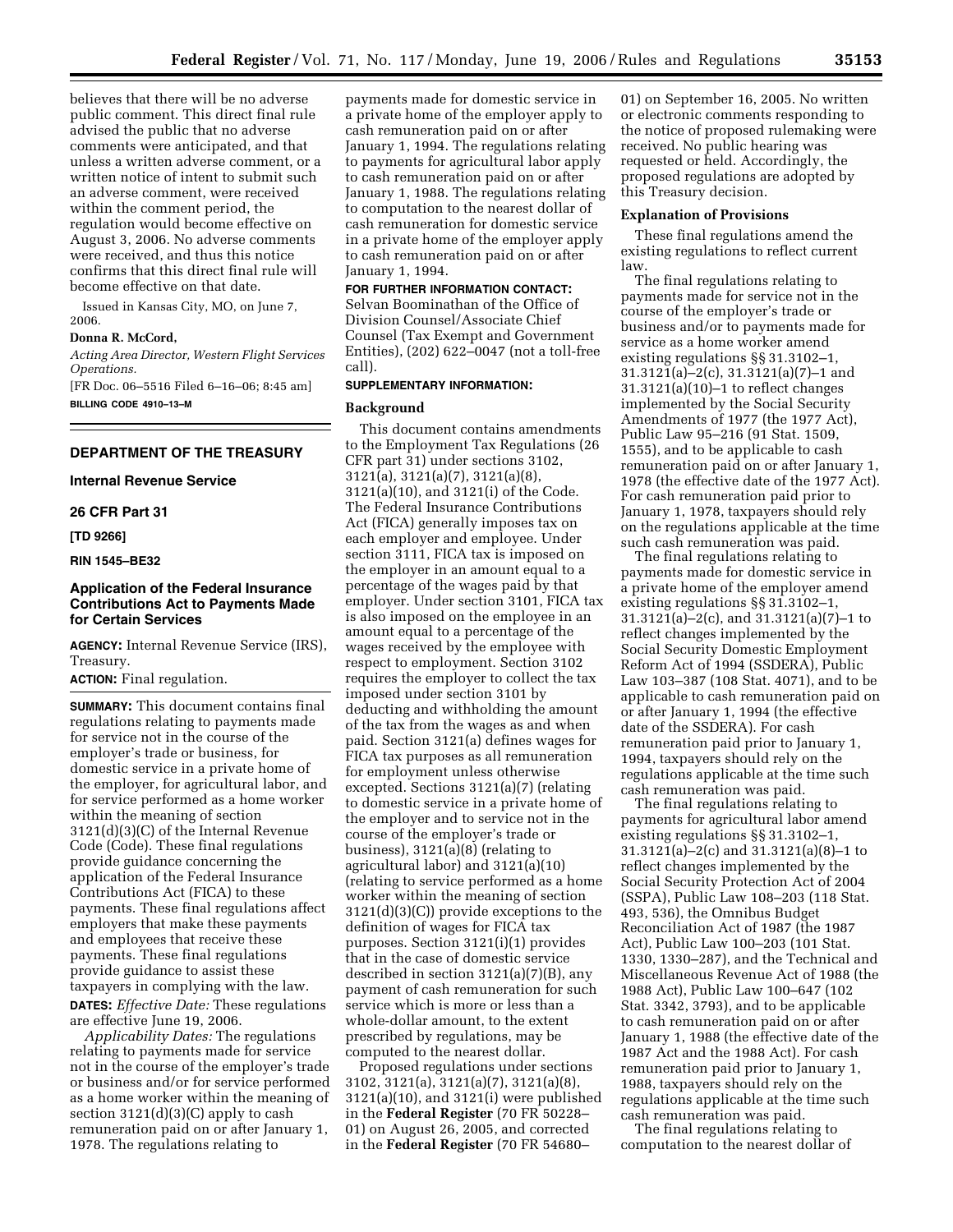believes that there will be no adverse public comment. This direct final rule advised the public that no adverse comments were anticipated, and that unless a written adverse comment, or a written notice of intent to submit such an adverse comment, were received within the comment period, the regulation would become effective on August 3, 2006. No adverse comments were received, and thus this notice confirms that this direct final rule will become effective on that date.

Issued in Kansas City, MO, on June 7, 2006.

**Donna R. McCord,**

*Acting Area Director, Western Flight Services Operations.*

[FR Doc. 06–5516 Filed 6–16–06; 8:45 am]

**BILLING CODE 4910–13–M**

## DEPARTMENT OF THE TREASURY

### Internal Revenue Service

### 26 CFR Part 31

**[TD 9266]**

**RIN 1545–BE32**

### Application of the Federal Insurance Contributions Act to Payments Made for Certain Services

**AGENCY:** Internal Revenue Service (IRS), Treasury.

**ACTION:** Final regulation.

**SUMMARY:** This document contains final regulations relating to payments made for service not in the course of the employer's trade or business, for domestic service in a private home of the employer, for agricultural labor, and for service performed as a home worker within the meaning of section 3121(d)(3)(C) of the Internal Revenue Code (Code). These final regulations provide guidance concerning the application of the Federal Insurance Contributions Act (FICA) to these payments. These final regulations affect employers that make these payments and employees that receive these payments. These final regulations provide guidance to assist these taxpayers in complying with the law.

**DATES:** *Effective Date:* These regulations are effective June 19, 2006.

*Applicability Dates:* The regulations relating to payments made for service not in the course of the employer's trade or business and/or for service performed as a home worker within the meaning of section 3121(d)(3)(C) apply to cash remuneration paid on or after January 1, 1978. The regulations relating to payments made for domestic service in a private home of the employer apply to cash remuneration paid on or after January 1, 1994. The regulations relating to payments for agricultural labor apply to cash remuneration paid on or after January 1, 1988. The regulations relating to computation to the nearest dollar of cash remuneration for domestic service in a private home of the employer apply to cash remuneration paid on or after January 1, 1994.

**FOR FURTHER INFORMATION CONTACT:** Selvan Boominathan of the Office of Division Counsel/Associate Chief Counsel (Tax Exempt and Government Entities), (202) 622–0047 (not a toll-free call).

**SUPPLEMENTARY INFORMATION:**

**Background**

This document contains amendments to the Employment Tax Regulations (26 CFR part 31) under sections 3102, 3121(a), 3121(a)(7), 3121(a)(8), 3121(a)(10), and 3121(i) of the Code. The Federal Insurance Contributions Act (FICA) generally imposes tax on each employer and employee. Under section 3111, FICA tax is imposed on the employer in an amount equal to a percentage of the wages paid by that employer. Under section 3101, FICA tax is also imposed on the employee in an amount equal to a percentage of the wages received by the employee with respect to employment. Section 3102 requires the employer to collect the tax imposed under section 3101 by deducting and withholding the amount of the tax from the wages as and when paid. Section 3121(a) defines wages for FICA tax purposes as all remuneration for employment unless otherwise excepted. Sections 3121(a)(7) (relating to domestic service in a private home of the employer and to service not in the course of the employer's trade or business), 3121(a)(8) (relating to agricultural labor) and 3121(a)(10) (relating to service performed as a home worker within the meaning of section 3121(d)(3)(C)) provide exceptions to the definition of wages for FICA tax purposes. Section 3121(i)(1) provides that in the case of domestic service described in section 3121(a)(7)(B), any payment of cash remuneration for such service which is more or less than a whole-dollar amount, to the extent prescribed by regulations, may be computed to the nearest dollar.

Proposed regulations under sections 3102, 3121(a), 3121(a)(7), 3121(a)(8), 3121(a)(10), and 3121(i) were published in the **Federal Register** (70 FR 50228–01) on August 26, 2005, and corrected in the **Federal Register** (70 FR 54680–01) on September 16, 2005. No written or electronic comments responding to the notice of proposed rulemaking were received. No public hearing was requested or held. Accordingly, the proposed regulations are adopted by this Treasury decision.

**Explanation of Provisions**

These final regulations amend the existing regulations to reflect current law.

The final regulations relating to payments made for service not in the course of the employer's trade or business and/or to payments made for service as a home worker amend existing regulations §§ 31.3102–1, 31.3121(a)–2(c), 31.3121(a)(7)–1 and 31.3121(a)(10)–1 to reflect changes implemented by the Social Security Amendments of 1977 (the 1977 Act), Public Law 95–216 (91 Stat. 1509, 1555), and to be applicable to cash remuneration paid on or after January 1, 1978 (the effective date of the 1977 Act). For cash remuneration paid prior to January 1, 1978, taxpayers should rely on the regulations applicable at the time such cash remuneration was paid.

The final regulations relating to payments made for domestic service in a private home of the employer amend existing regulations §§ 31.3102–1, 31.3121(a)–2(c), and 31.3121(a)(7)–1 to reflect changes implemented by the Social Security Domestic Employment Reform Act of 1994 (SSDERA), Public Law 103–387 (108 Stat. 4071), and to be applicable to cash remuneration paid on or after January 1, 1994 (the effective date of the SSDERA). For cash remuneration paid prior to January 1, 1994, taxpayers should rely on the regulations applicable at the time such cash remuneration was paid.

The final regulations relating to payments for agricultural labor amend existing regulations §§ 31.3102–1, 31.3121(a)–2(c) and 31.3121(a)(8)–1 to reflect changes implemented by the Social Security Protection Act of 2004 (SSPA), Public Law 108–203 (118 Stat. 493, 536), the Omnibus Budget Reconciliation Act of 1987 (the 1987 Act), Public Law 100–203 (101 Stat. 1330, 1330–287), and the Technical and Miscellaneous Revenue Act of 1988 (the 1988 Act), Public Law 100–647 (102 Stat. 3342, 3793), and to be applicable to cash remuneration paid on or after January 1, 1988 (the effective date of the 1987 Act and the 1988 Act). For cash remuneration paid prior to January 1, 1988, taxpayers should rely on the regulations applicable at the time such cash remuneration was paid.

The final regulations relating to computation to the nearest dollar of